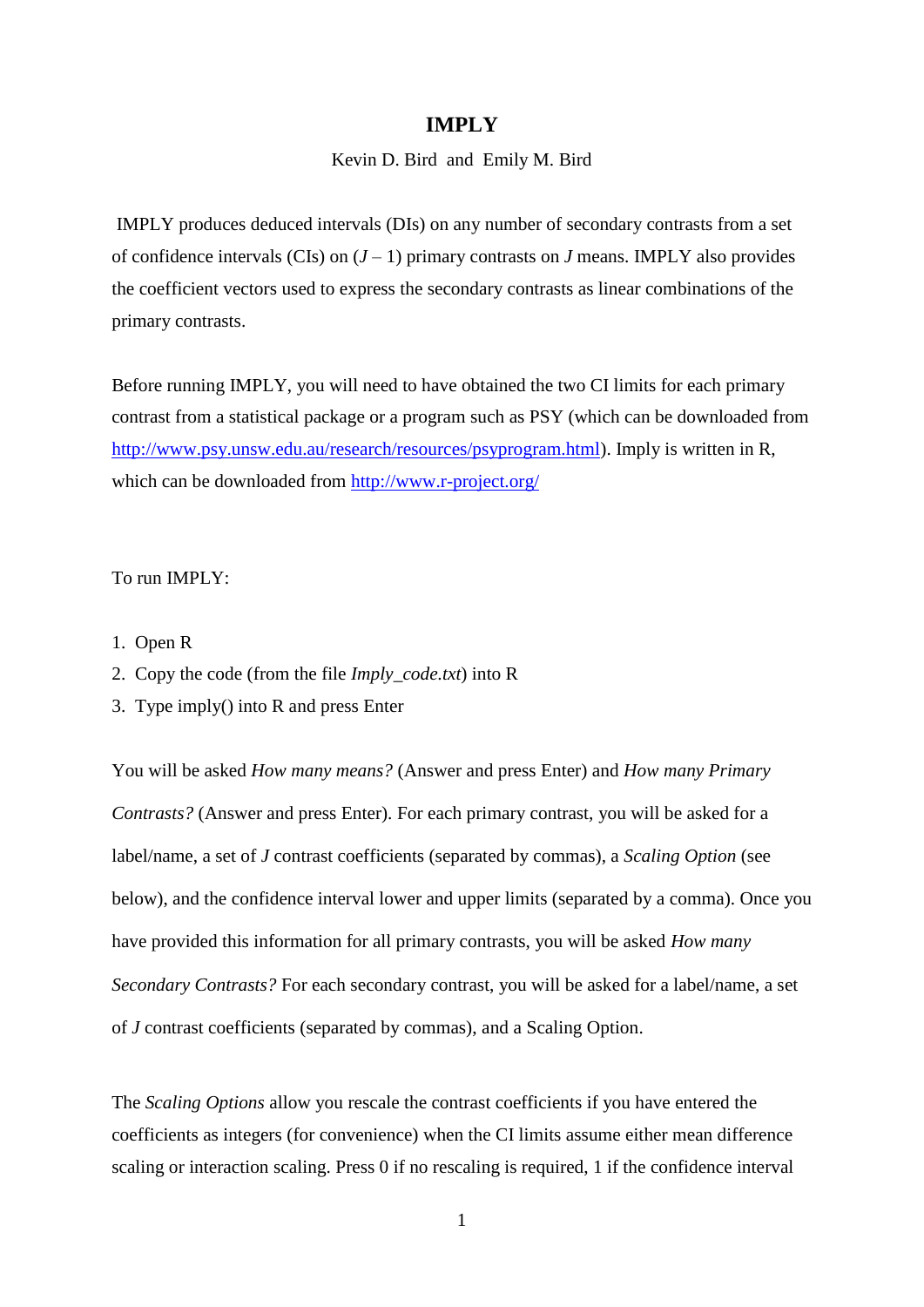# IMPLY

Kevin D. Bird and Emily M. Bird

IMPLY produces deduced intervals (DIs) on any number of secondary contrasts from a set of confidence intervals (CIs) on ($J$ – 1) primary contrasts on $J$ means. IMPLY also provides the coefficient vectors used to express the secondary contrasts as linear combinations of the primary contrasts.

Before running IMPLY, you will need to have obtained the two CI limits for each primary contrast from a statistical package or a program such as PSY (which can be downloaded from http://www.psy.unsw.edu.au/research/resources/psyprogram.html). Imply is written in R, which can be downloaded from http://www.r-project.org/

To run IMPLY:

1. Open R
2. Copy the code (from the file *Imply_code.txt*) into R
3. Type imply() into R and press Enter

You will be asked *How many means?* (Answer and press Enter) and *How many Primary Contrasts?* (Answer and press Enter). For each primary contrast, you will be asked for a label/name, a set of $J$ contrast coefficients (separated by commas), a *Scaling Option* (see below), and the confidence interval lower and upper limits (separated by a comma). Once you have provided this information for all primary contrasts, you will be asked *How many Secondary Contrasts?* For each secondary contrast, you will be asked for a label/name, a set of $J$ contrast coefficients (separated by commas), and a Scaling Option.

The *Scaling Options* allow you rescale the contrast coefficients if you have entered the coefficients as integers (for convenience) when the CI limits assume either mean difference scaling or interaction scaling. Press 0 if no rescaling is required, 1 if the confidence interval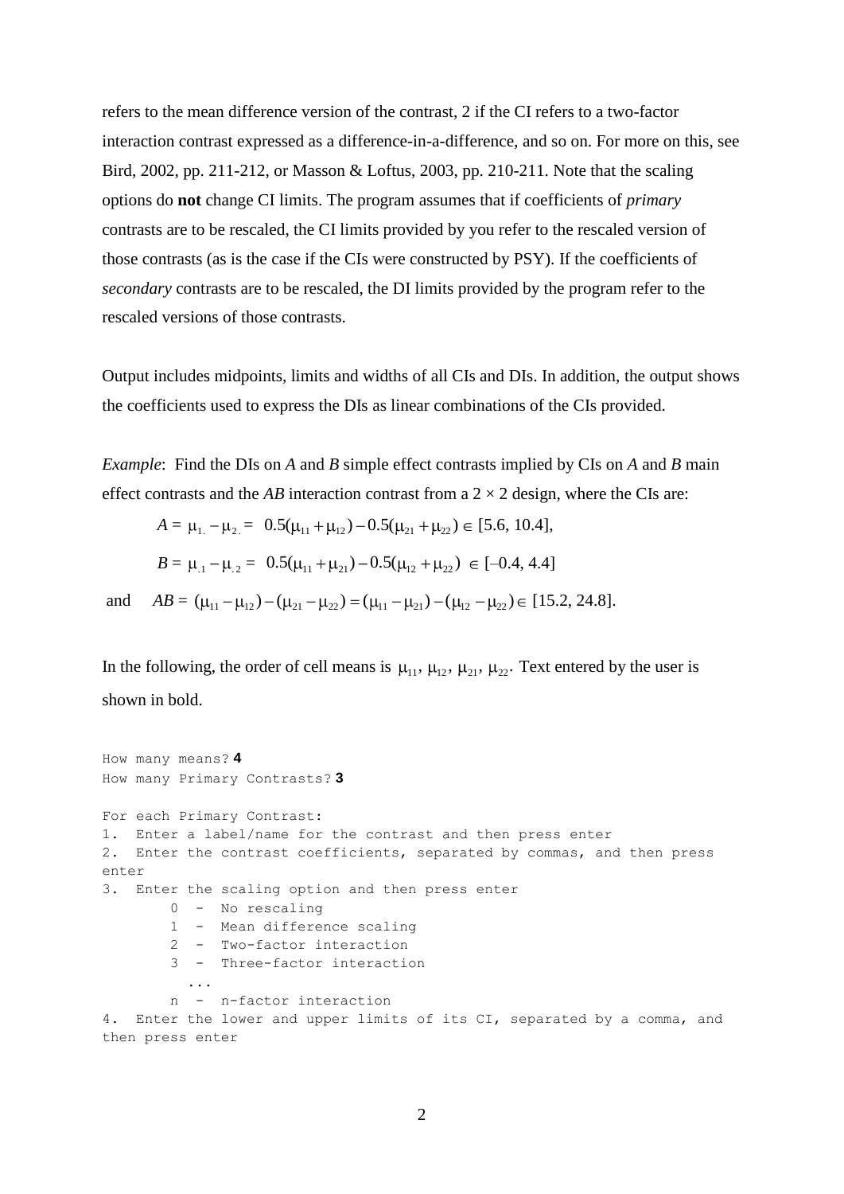refers to the mean difference version of the contrast, 2 if the CI refers to a two-factor interaction contrast expressed as a difference-in-a-difference, and so on. For more on this, see Bird, 2002, pp. 211-212, or Masson & Loftus, 2003, pp. 210-211. Note that the scaling options do **not** change CI limits. The program assumes that if coefficients of *primary* contrasts are to be rescaled, the CI limits provided by you refer to the rescaled version of those contrasts (as is the case if the CIs were constructed by PSY). If the coefficients of *secondary* contrasts are to be rescaled, the DI limits provided by the program refer to the rescaled versions of those contrasts.

Output includes midpoints, limits and widths of all CIs and DIs. In addition, the output shows the coefficients used to express the DIs as linear combinations of the CIs provided.

*Example*: Find the DIs on *A* and *B* simple effect contrasts implied by CIs on *A* and *B* main effect contrasts and the *AB* interaction contrast from a 2 × 2 design, where the CIs are:

$$A = \mu_{1.} - \mu_{2.} = 0.5(\mu_{11} + \mu_{12}) - 0.5(\mu_{21} + \mu_{22}) \in [5.6, 10.4],$$

$$B = \mu_{.1} - \mu_{.2} = 0.5(\mu_{11} + \mu_{21}) - 0.5(\mu_{12} + \mu_{22}) \in [-0.4, 4.4]$$

and $$AB = (\mu_{11} - \mu_{12}) - (\mu_{21} - \mu_{22}) = (\mu_{11} - \mu_{21}) - (\mu_{12} - \mu_{22}) \in [15.2, 24.8].$$

In the following, the order of cell means is $\mu_{11}, \mu_{12}, \mu_{21}, \mu_{22}$. Text entered by the user is shown in bold.

```
How many means? 4
How many Primary Contrasts? 3

For each Primary Contrast:
1.  Enter a label/name for the contrast and then press enter
2.  Enter the contrast coefficients, separated by commas, and then press
enter
3.  Enter the scaling option and then press enter
        0  -  No rescaling
        1  -  Mean difference scaling
        2  -  Two-factor interaction
        3  -  Three-factor interaction
          ...
        n  -  n-factor interaction
4.  Enter the lower and upper limits of its CI, separated by a comma, and
then press enter
```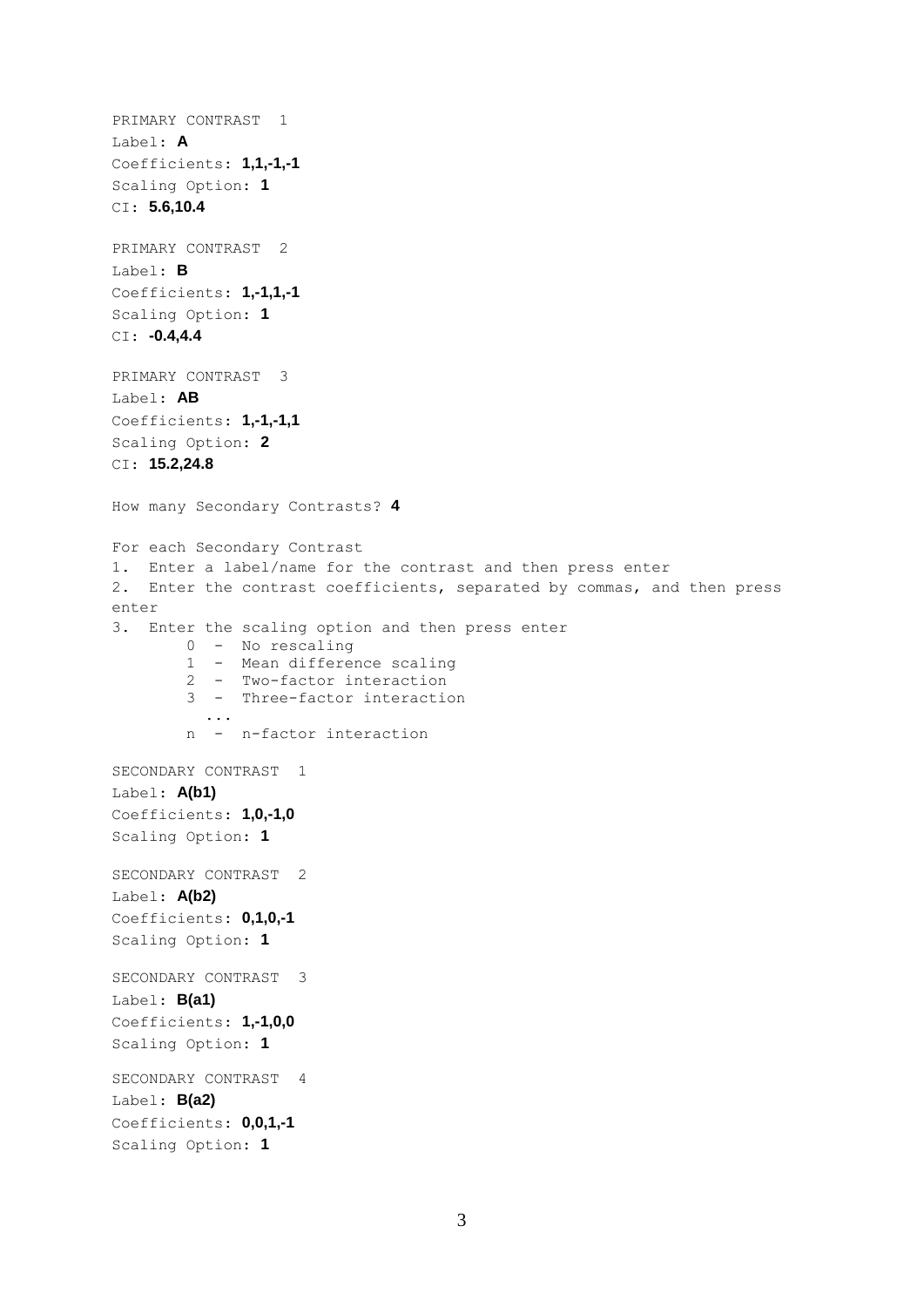PRIMARY CONTRAST 1
Label: **A**
Coefficients: **1,1,-1,-1**
Scaling Option: **1**
CI: **5.6,10.4**

PRIMARY CONTRAST 2
Label: **B**
Coefficients: **1,-1,1,-1**
Scaling Option: **1**
CI: **-0.4,4.4**

PRIMARY CONTRAST 3
Label: **AB**
Coefficients: **1,-1,-1,1**
Scaling Option: **2**
CI: **15.2,24.8**

How many Secondary Contrasts? **4**

For each Secondary Contrast
1. Enter a label/name for the contrast and then press enter
2. Enter the contrast coefficients, separated by commas, and then press enter
3. Enter the scaling option and then press enter

```
        0  -  No rescaling
        1  -  Mean difference scaling
        2  -  Two-factor interaction
        3  -  Three-factor interaction
          ...
        n  -  n-factor interaction
```

SECONDARY CONTRAST 1
Label: **A(b1)**
Coefficients: **1,0,-1,0**
Scaling Option: **1**

SECONDARY CONTRAST 2
Label: **A(b2)**
Coefficients: **0,1,0,-1**
Scaling Option: **1**

SECONDARY CONTRAST 3
Label: **B(a1)**
Coefficients: **1,-1,0,0**
Scaling Option: **1**

SECONDARY CONTRAST 4
Label: **B(a2)**
Coefficients: **0,0,1,-1**
Scaling Option: **1**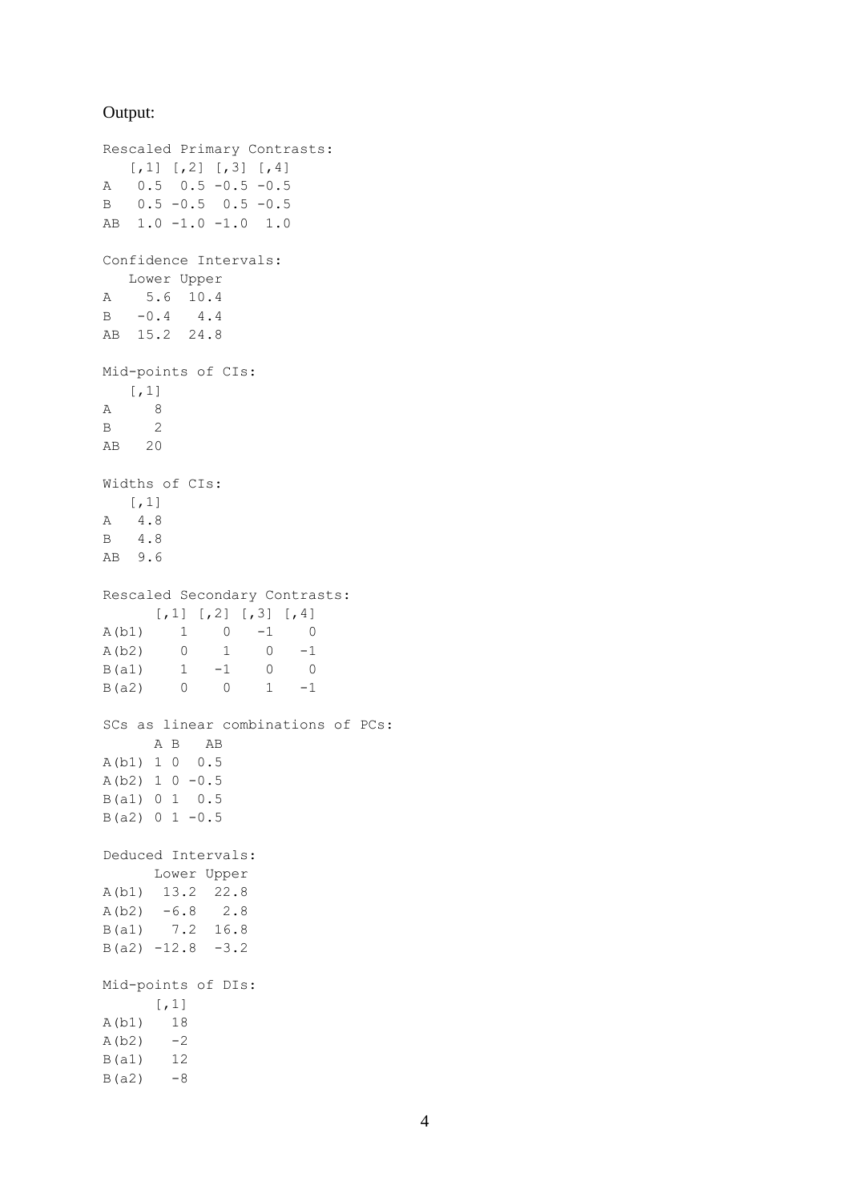Output:

```
Rescaled Primary Contrasts:
   [,1] [,2] [,3] [,4]
A   0.5  0.5 -0.5 -0.5
B   0.5 -0.5  0.5 -0.5
AB  1.0 -1.0 -1.0  1.0

Confidence Intervals:
   Lower Upper
A    5.6  10.4
B   -0.4   4.4
AB  15.2  24.8

Mid-points of CIs:
   [,1]
A     8
B     2
AB   20

Widths of CIs:
   [,1]
A   4.8
B   4.8
AB  9.6

Rescaled Secondary Contrasts:
      [,1] [,2] [,3] [,4]
A(b1)    1    0   -1    0
A(b2)    0    1    0   -1
B(a1)    1   -1    0    0
B(a2)    0    0    1   -1

SCs as linear combinations of PCs:
      A B   AB
A(b1) 1 0  0.5
A(b2) 1 0 -0.5
B(a1) 0 1  0.5
B(a2) 0 1 -0.5

Deduced Intervals:
      Lower Upper
A(b1)  13.2  22.8
A(b2)  -6.8   2.8
B(a1)   7.2  16.8
B(a2) -12.8  -3.2

Mid-points of DIs:
      [,1]
A(b1)   18
A(b2)   -2
B(a1)   12
B(a2)   -8
```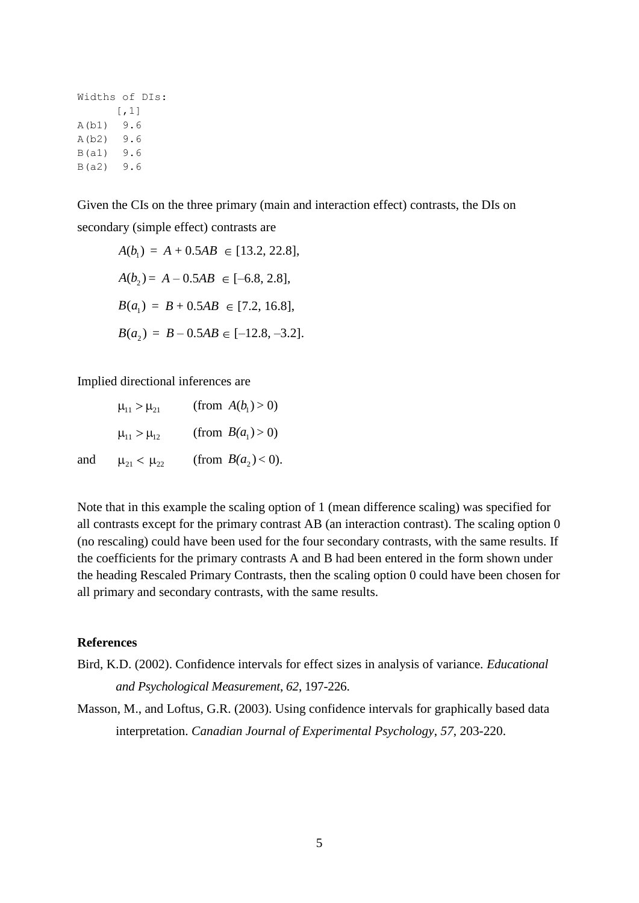```
Widths of DIs:
      [,1]
A(b1)  9.6
A(b2)  9.6
B(a1)  9.6
B(a2)  9.6
```

Given the CIs on the three primary (main and interaction effect) contrasts, the DIs on secondary (simple effect) contrasts are

$$A(b_1) = A + 0.5AB \in [13.2, 22.8],$$

$$A(b_2) = A - 0.5AB \in [-6.8, 2.8],$$

$$B(a_1) = B + 0.5AB \in [7.2, 16.8],$$

$$B(a_2) = B - 0.5AB \in [-12.8, -3.2].$$

Implied directional inferences are

$\mu_{11} > \mu_{21}$ (from $A(b_1) > 0$)

$\mu_{11} > \mu_{12}$ (from $B(a_1) > 0$)

and $\mu_{21} < \mu_{22}$ (from $B(a_2) < 0$).

Note that in this example the scaling option of 1 (mean difference scaling) was specified for all contrasts except for the primary contrast AB (an interaction contrast). The scaling option 0 (no rescaling) could have been used for the four secondary contrasts, with the same results. If the coefficients for the primary contrasts A and B had been entered in the form shown under the heading Rescaled Primary Contrasts, then the scaling option 0 could have been chosen for all primary and secondary contrasts, with the same results.

**References**

Bird, K.D. (2002). Confidence intervals for effect sizes in analysis of variance. *Educational and Psychological Measurement*, *62*, 197-226.

Masson, M., and Loftus, G.R. (2003). Using confidence intervals for graphically based data interpretation. *Canadian Journal of Experimental Psychology*, *57*, 203-220.